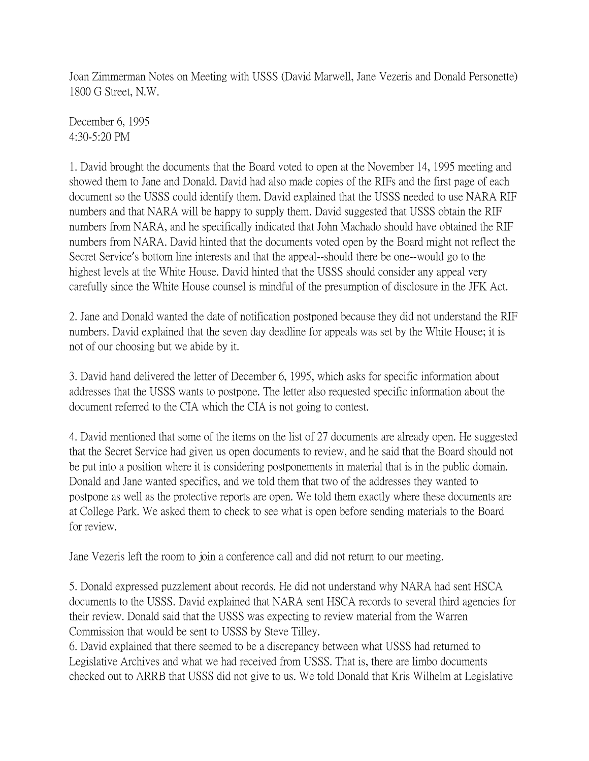Joan Zimmerman Notes on Meeting with USSS (David Marwell, Jane Vezeris and Donald Personette)
1800 G Street, N.W.

December 6, 1995
4:30-5:20 PM

1. David brought the documents that the Board voted to open at the November 14, 1995 meeting and showed them to Jane and Donald. David had also made copies of the RIFs and the first page of each document so the USSS could identify them. David explained that the USSS needed to use NARA RIF numbers and that NARA will be happy to supply them. David suggested that USSS obtain the RIF numbers from NARA, and he specifically indicated that John Machado should have obtained the RIF numbers from NARA. David hinted that the documents voted open by the Board might not reflect the Secret Service's bottom line interests and that the appeal--should there be one--would go to the highest levels at the White House. David hinted that the USSS should consider any appeal very carefully since the White House counsel is mindful of the presumption of disclosure in the JFK Act.

2. Jane and Donald wanted the date of notification postponed because they did not understand the RIF numbers. David explained that the seven day deadline for appeals was set by the White House; it is not of our choosing but we abide by it.

3. David hand delivered the letter of December 6, 1995, which asks for specific information about addresses that the USSS wants to postpone. The letter also requested specific information about the document referred to the CIA which the CIA is not going to contest.

4. David mentioned that some of the items on the list of 27 documents are already open. He suggested that the Secret Service had given us open documents to review, and he said that the Board should not be put into a position where it is considering postponements in material that is in the public domain. Donald and Jane wanted specifics, and we told them that two of the addresses they wanted to postpone as well as the protective reports are open. We told them exactly where these documents are at College Park. We asked them to check to see what is open before sending materials to the Board for review.

Jane Vezeris left the room to join a conference call and did not return to our meeting.

5. Donald expressed puzzlement about records. He did not understand why NARA had sent HSCA documents to the USSS. David explained that NARA sent HSCA records to several third agencies for their review. Donald said that the USSS was expecting to review material from the Warren Commission that would be sent to USSS by Steve Tilley.

6. David explained that there seemed to be a discrepancy between what USSS had returned to Legislative Archives and what we had received from USSS. That is, there are limbo documents checked out to ARRB that USSS did not give to us. We told Donald that Kris Wilhelm at Legislative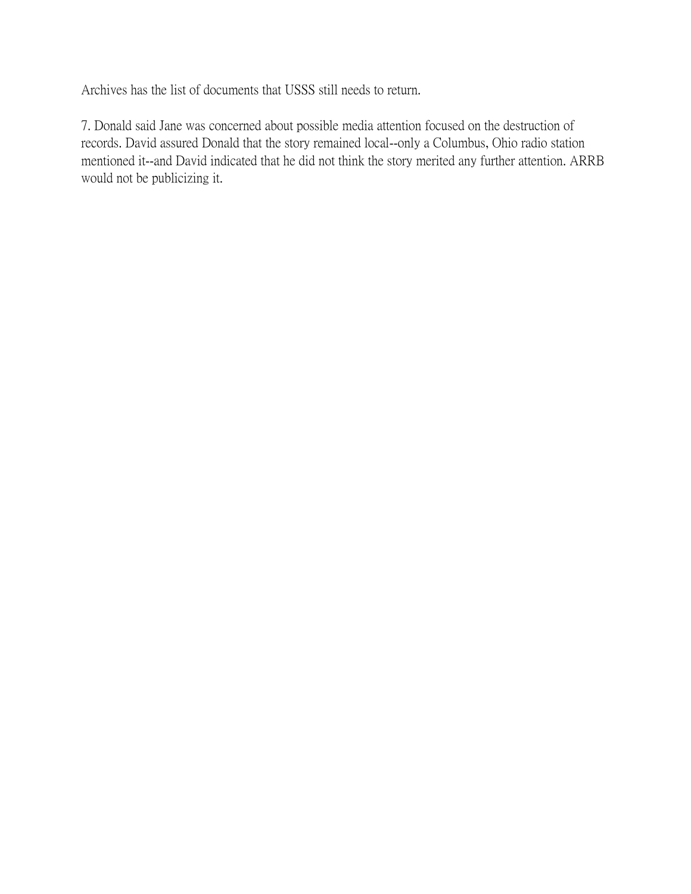Archives has the list of documents that USSS still needs to return.

7. Donald said Jane was concerned about possible media attention focused on the destruction of records. David assured Donald that the story remained local--only a Columbus, Ohio radio station mentioned it--and David indicated that he did not think the story merited any further attention. ARRB would not be publicizing it.